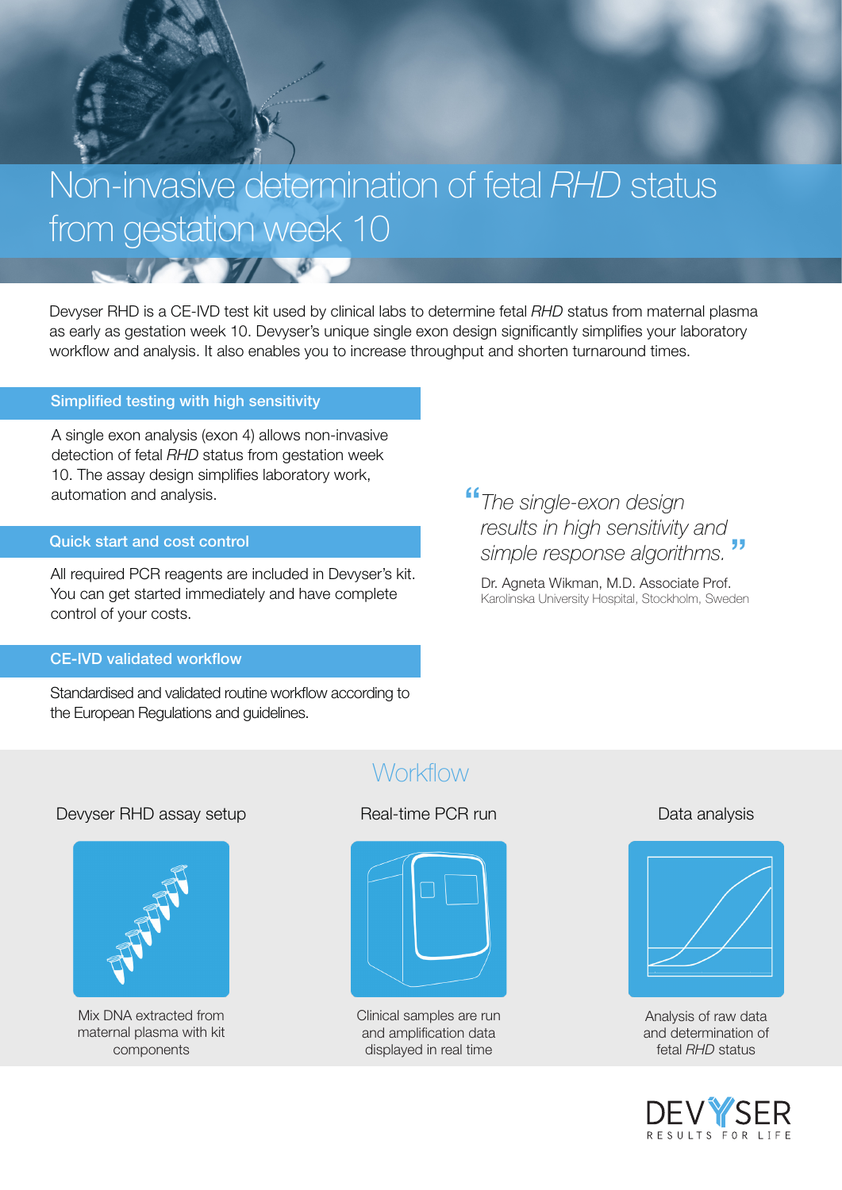# Non-invasive determination of fetal *RHD* status from gestation week 10

Devyser RHD is a CE-IVD test kit used by clinical labs to determine fetal *RHD* status from maternal plasma as early as gestation week 10. Devyser's unique single exon design significantly simplifies your laboratory workflow and analysis. It also enables you to increase throughput and shorten turnaround times.

## Simplified testing with high sensitivity

A single exon analysis (exon 4) allows non-invasive detection of fetal *RHD* status from gestation week 10. The assay design simplifies laboratory work, automation and analysis.

## Quick start and cost control

All required PCR reagents are included in Devyser's kit. You can get started immediately and have complete control of your costs.

## CE-IVD validated workflow

Standardised and validated routine workflow according to the European Regulations and guidelines.

> *"The single-exon design results in high sensitivity and simple response algorithms."*
>
> Dr. Agneta Wikman, M.D. Associate Prof.
> Karolinska University Hospital, Stockholm, Sweden

## Workflow

### Devyser RHD assay setup

Mix DNA extracted from maternal plasma with kit components

### Real-time PCR run

Clinical samples are run and amplification data displayed in real time

### Data analysis

Analysis of raw data and determination of fetal *RHD* status

DEVYSER
RESULTS FOR LIFE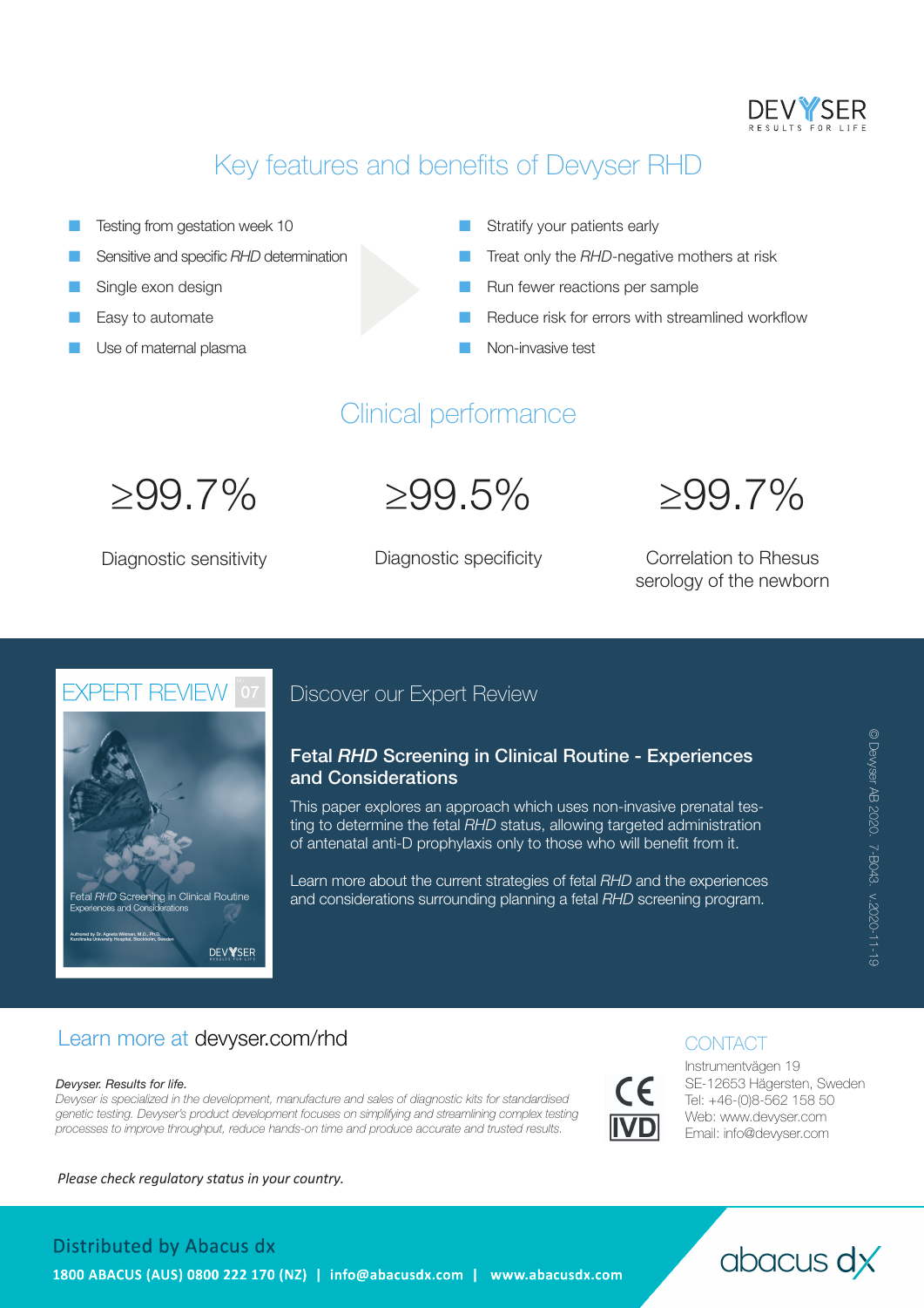DEVYSER
RESULTS FOR LIFE

# Key features and benefits of Devyser RHD

- Testing from gestation week 10
- Sensitive and specific *RHD* determination
- Single exon design
- Easy to automate
- Use of maternal plasma

- Stratify your patients early
- Treat only the *RHD*-negative mothers at risk
- Run fewer reactions per sample
- Reduce risk for errors with streamlined workflow
- Non-invasive test

## Clinical performance

| ≥99.7% | ≥99.5% | ≥99.7% |
|---|---|---|
| Diagnostic sensitivity | Diagnostic specificity | Correlation to Rhesus serology of the newborn |

EXPERT REVIEW 07

Fetal *RHD* Screening in Clinical Routine
Experiences and Considerations

Authored by Dr. Agneta Wikman, M.D., Ph.D.
Karolinska University Hospital, Stockholm, Sweden

## Discover our Expert Review

### Fetal *RHD* Screening in Clinical Routine - Experiences and Considerations

This paper explores an approach which uses non-invasive prenatal testing to determine the fetal *RHD* status, allowing targeted administration of antenatal anti-D prophylaxis only to those who will benefit from it.

Learn more about the current strategies of fetal *RHD* and the experiences and considerations surrounding planning a fetal *RHD* screening program.

© Devyser AB 2020. 7-B043. v.2020-11-19

Learn more at devyser.com/rhd

*Devyser. Results for life.*
*Devyser is specialized in the development, manufacture and sales of diagnostic kits for standardised genetic testing. Devyser's product development focuses on simplifying and streamlining complex testing processes to improve throughput, reduce hands-on time and produce accurate and trusted results.*

CE IVD

CONTACT
Instrumentvägen 19
SE-12653 Hägersten, Sweden
Tel: +46-(0)8-562 158 50
Web: www.devyser.com
Email: info@devyser.com

*Please check regulatory status in your country.*

Distributed by Abacus dx

**1800 ABACUS (AUS) 0800 222 170 (NZ) | info@abacusdx.com | www.abacusdx.com**

abacus dx